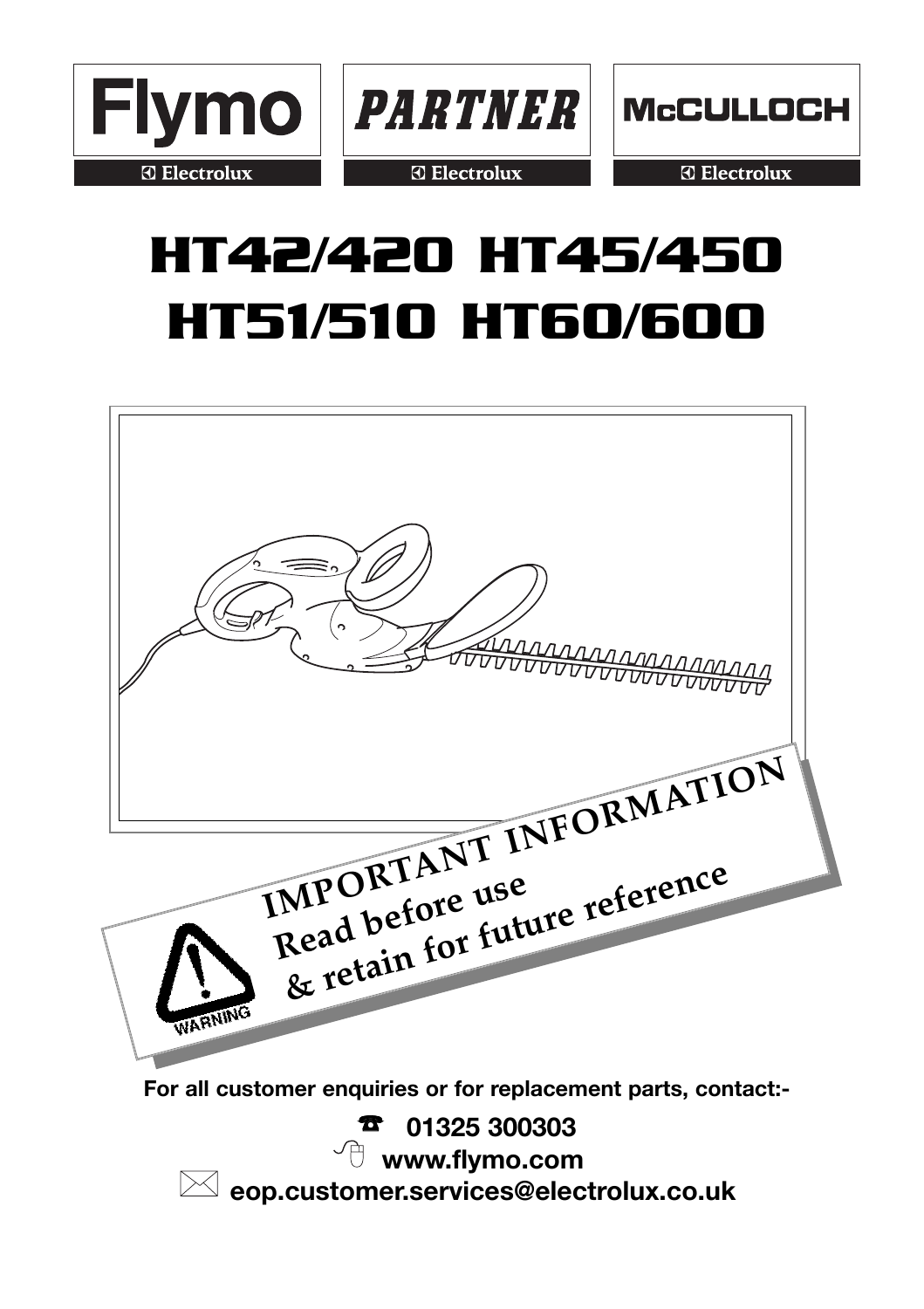Flymo | PARTNER | McCULLOCH

Electrolux | Electrolux | Electrolux

# HT42/420 HT45/450 HT51/510 HT60/600

WARNING

**IMPORTANT INFORMATION**
**Read before use**
**& retain for future reference**

**For all customer enquiries or for replacement parts, contact:-**

**01325 300303**

**www.flymo.com**

**eop.customer.services@electrolux.co.uk**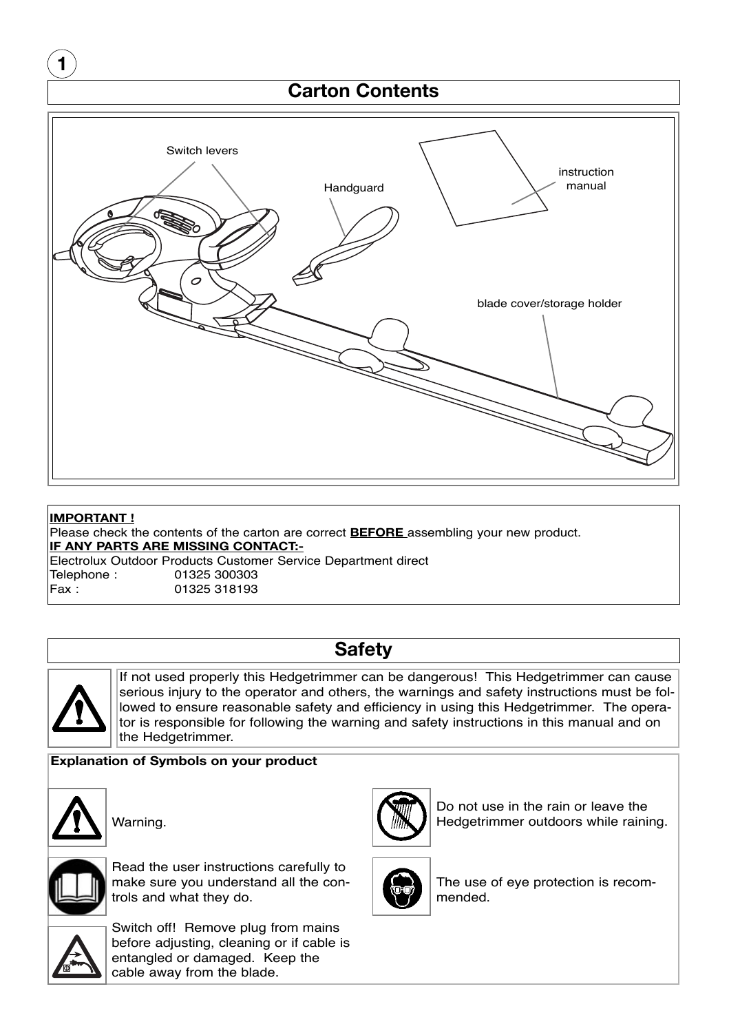## 1

## Carton Contents

Switch levers

Handguard

instruction manual

blade cover/storage holder

**IMPORTANT !**
Please check the contents of the carton are correct **BEFORE** assembling your new product.
**IF ANY PARTS ARE MISSING CONTACT:-**
Electrolux Outdoor Products Customer Service Department direct
Telephone : 01325 300303
Fax : 01325 318193

## Safety

If not used properly this Hedgetrimmer can be dangerous! This Hedgetrimmer can cause serious injury to the operator and others, the warnings and safety instructions must be followed to ensure reasonable safety and efficiency in using this Hedgetrimmer. The operator is responsible for following the warning and safety instructions in this manual and on the Hedgetrimmer.

**Explanation of Symbols on your product**

Warning.

Read the user instructions carefully to make sure you understand all the controls and what they do.

Switch off! Remove plug from mains before adjusting, cleaning or if cable is entangled or damaged. Keep the cable away from the blade.

Do not use in the rain or leave the Hedgetrimmer outdoors while raining.

The use of eye protection is recommended.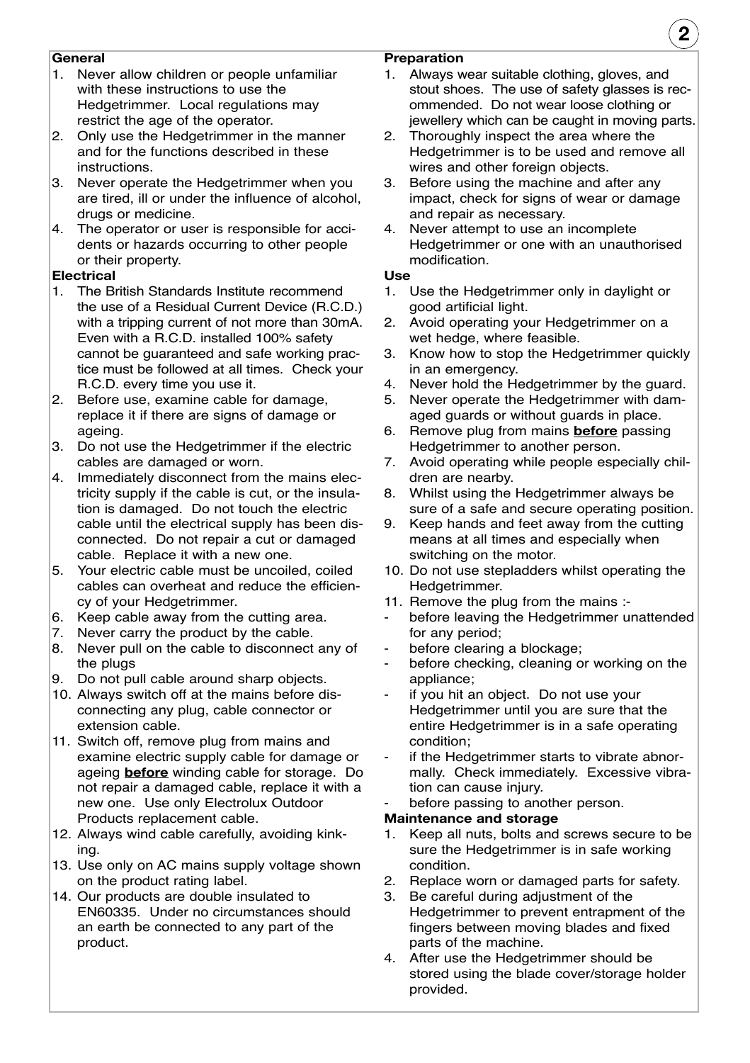**General**

1. Never allow children or people unfamiliar with these instructions to use the Hedgetrimmer. Local regulations may restrict the age of the operator.
2. Only use the Hedgetrimmer in the manner and for the functions described in these instructions.
3. Never operate the Hedgetrimmer when you are tired, ill or under the influence of alcohol, drugs or medicine.
4. The operator or user is responsible for accidents or hazards occurring to other people or their property.

**Electrical**

1. The British Standards Institute recommend the use of a Residual Current Device (R.C.D.) with a tripping current of not more than 30mA. Even with a R.C.D. installed 100% safety cannot be guaranteed and safe working practice must be followed at all times. Check your R.C.D. every time you use it.
2. Before use, examine cable for damage, replace it if there are signs of damage or ageing.
3. Do not use the Hedgetrimmer if the electric cables are damaged or worn.
4. Immediately disconnect from the mains electricity supply if the cable is cut, or the insulation is damaged. Do not touch the electric cable until the electrical supply has been disconnected. Do not repair a cut or damaged cable. Replace it with a new one.
5. Your electric cable must be uncoiled, coiled cables can overheat and reduce the efficiency of your Hedgetrimmer.
6. Keep cable away from the cutting area.
7. Never carry the product by the cable.
8. Never pull on the cable to disconnect any of the plugs
9. Do not pull cable around sharp objects.
10. Always switch off at the mains before disconnecting any plug, cable connector or extension cable.
11. Switch off, remove plug from mains and examine electric supply cable for damage or ageing **before** winding cable for storage. Do not repair a damaged cable, replace it with a new one. Use only Electrolux Outdoor Products replacement cable.
12. Always wind cable carefully, avoiding kinking.
13. Use only on AC mains supply voltage shown on the product rating label.
14. Our products are double insulated to EN60335. Under no circumstances should an earth be connected to any part of the product.

**Preparation**

1. Always wear suitable clothing, gloves, and stout shoes. The use of safety glasses is recommended. Do not wear loose clothing or jewellery which can be caught in moving parts.
2. Thoroughly inspect the area where the Hedgetrimmer is to be used and remove all wires and other foreign objects.
3. Before using the machine and after any impact, check for signs of wear or damage and repair as necessary.
4. Never attempt to use an incomplete Hedgetrimmer or one with an unauthorised modification.

**Use**

1. Use the Hedgetrimmer only in daylight or good artificial light.
2. Avoid operating your Hedgetrimmer on a wet hedge, where feasible.
3. Know how to stop the Hedgetrimmer quickly in an emergency.
4. Never hold the Hedgetrimmer by the guard.
5. Never operate the Hedgetrimmer with damaged guards or without guards in place.
6. Remove plug from mains **before** passing Hedgetrimmer to another person.
7. Avoid operating while people especially children are nearby.
8. Whilst using the Hedgetrimmer always be sure of a safe and secure operating position.
9. Keep hands and feet away from the cutting means at all times and especially when switching on the motor.
10. Do not use stepladders whilst operating the Hedgetrimmer.
11. Remove the plug from the mains :-
    - before leaving the Hedgetrimmer unattended for any period;
    - before clearing a blockage;
    - before checking, cleaning or working on the appliance;
    - if you hit an object. Do not use your Hedgetrimmer until you are sure that the entire Hedgetrimmer is in a safe operating condition;
    - if the Hedgetrimmer starts to vibrate abnormally. Check immediately. Excessive vibration can cause injury.
    - before passing to another person.

**Maintenance and storage**

1. Keep all nuts, bolts and screws secure to be sure the Hedgetrimmer is in safe working condition.
2. Replace worn or damaged parts for safety.
3. Be careful during adjustment of the Hedgetrimmer to prevent entrapment of the fingers between moving blades and fixed parts of the machine.
4. After use the Hedgetrimmer should be stored using the blade cover/storage holder provided.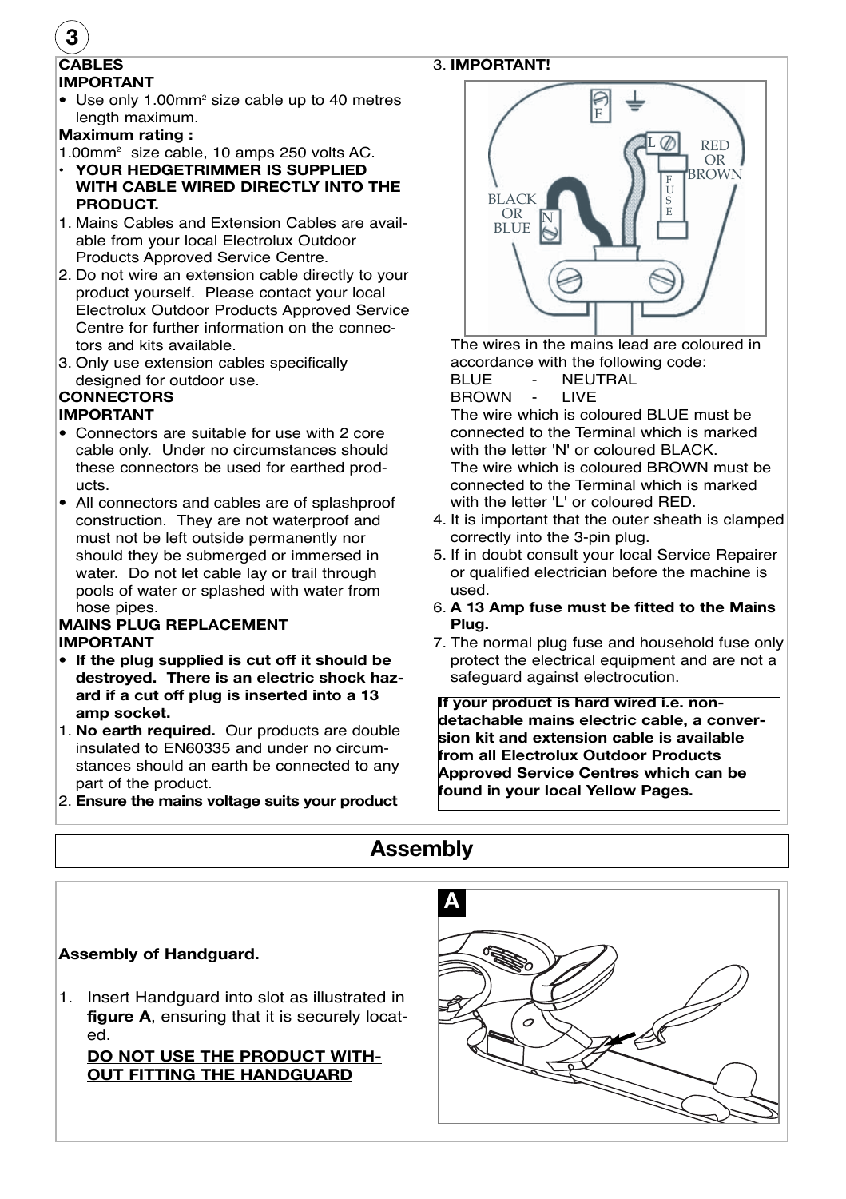### CABLES

**IMPORTANT**

- Use only 1.00mm$^2$ size cable up to 40 metres length maximum.

**Maximum rating :**

1.00mm$^2$ size cable, 10 amps 250 volts AC.

- **YOUR HEDGETRIMMER IS SUPPLIED WITH CABLE WIRED DIRECTLY INTO THE PRODUCT.**

1. Mains Cables and Extension Cables are available from your local Electrolux Outdoor Products Approved Service Centre.
2. Do not wire an extension cable directly to your product yourself. Please contact your local Electrolux Outdoor Products Approved Service Centre for further information on the connectors and kits available.
3. Only use extension cables specifically designed for outdoor use.

### CONNECTORS

**IMPORTANT**

- Connectors are suitable for use with 2 core cable only. Under no circumstances should these connectors be used for earthed products.
- All connectors and cables are of splashproof construction. They are not waterproof and must not be left outside permanently nor should they be submerged or immersed in water. Do not let cable lay or trail through pools of water or splashed with water from hose pipes.

### MAINS PLUG REPLACEMENT

**IMPORTANT**

- **If the plug supplied is cut off it should be destroyed. There is an electric shock hazard if a cut off plug is inserted into a 13 amp socket.**

1. **No earth required.** Our products are double insulated to EN60335 and under no circumstances should an earth be connected to any part of the product.
2. **Ensure the mains voltage suits your product**
3. **IMPORTANT!**

E

L

FUSE

RED OR BROWN

BLACK OR BLUE

N

The wires in the mains lead are coloured in accordance with the following code:

BLUE - NEUTRAL

BROWN - LIVE

The wire which is coloured BLUE must be connected to the Terminal which is marked with the letter 'N' or coloured BLACK.

The wire which is coloured BROWN must be connected to the Terminal which is marked with the letter 'L' or coloured RED.

4. It is important that the outer sheath is clamped correctly into the 3-pin plug.
5. If in doubt consult your local Service Repairer or qualified electrician before the machine is used.
6. **A 13 Amp fuse must be fitted to the Mains Plug.**
7. The normal plug fuse and household fuse only protect the electrical equipment and are not a safeguard against electrocution.

**If your product is hard wired i.e. non-detachable mains electric cable, a conversion kit and extension cable is available from all Electrolux Outdoor Products Approved Service Centres which can be found in your local Yellow Pages.**

## Assembly

**Assembly of Handguard.**

1. Insert Handguard into slot as illustrated in **figure A**, ensuring that it is securely located.

   **DO NOT USE THE PRODUCT WITHOUT FITTING THE HANDGUARD**

A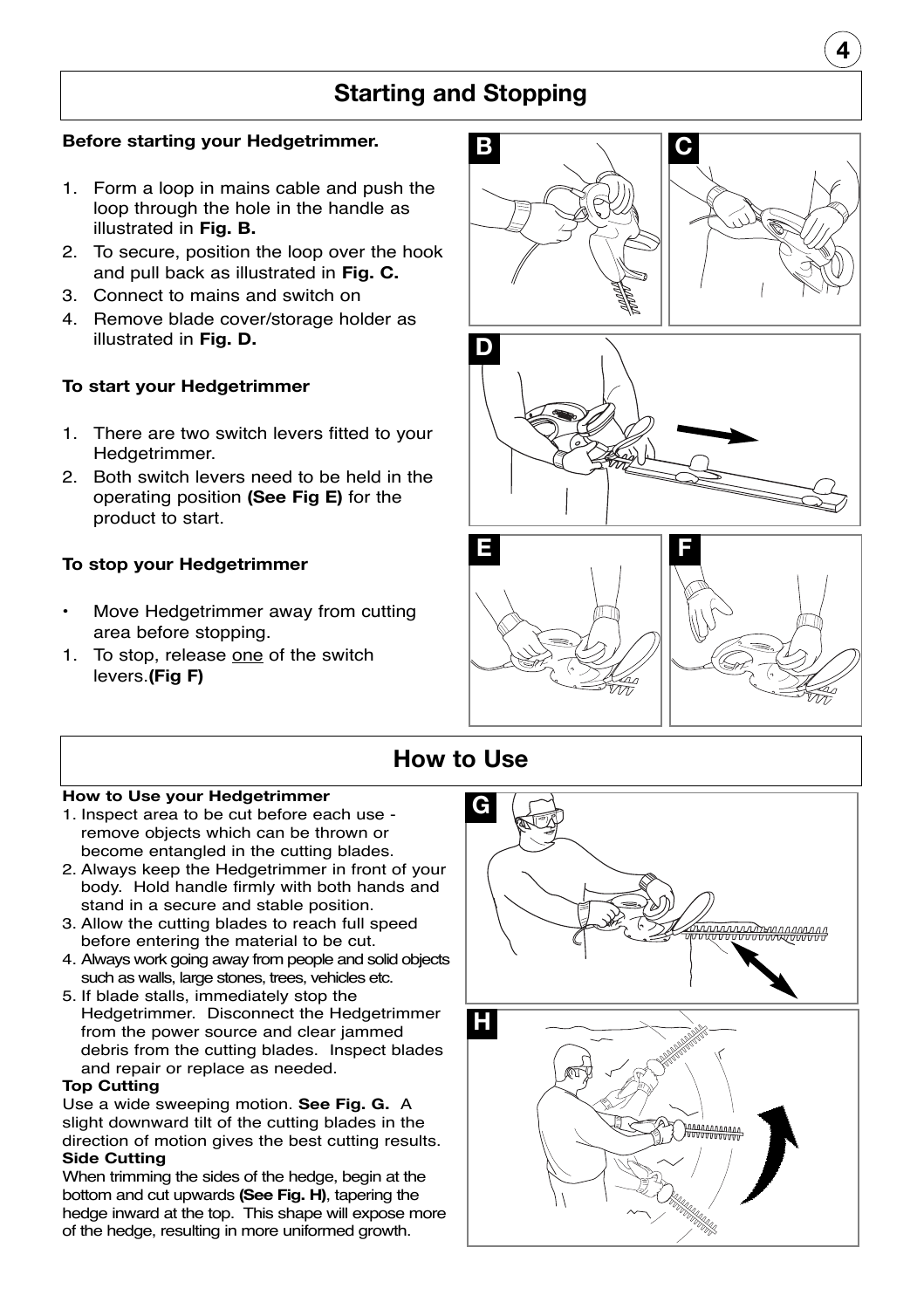## Starting and Stopping

**Before starting your Hedgetrimmer.**

1. Form a loop in mains cable and push the loop through the hole in the handle as illustrated in **Fig. B.**
2. To secure, position the loop over the hook and pull back as illustrated in **Fig. C.**
3. Connect to mains and switch on
4. Remove blade cover/storage holder as illustrated in **Fig. D.**

**To start your Hedgetrimmer**

1. There are two switch levers fitted to your Hedgetrimmer.
2. Both switch levers need to be held in the operating position **(See Fig E)** for the product to start.

**To stop your Hedgetrimmer**

- Move Hedgetrimmer away from cutting area before stopping.

1. To stop, release one of the switch levers.**(Fig F)**

## How to Use

**How to Use your Hedgetrimmer**

1. Inspect area to be cut before each use - remove objects which can be thrown or become entangled in the cutting blades.
2. Always keep the Hedgetrimmer in front of your body. Hold handle firmly with both hands and stand in a secure and stable position.
3. Allow the cutting blades to reach full speed before entering the material to be cut.
4. Always work going away from people and solid objects such as walls, large stones, trees, vehicles etc.
5. If blade stalls, immediately stop the Hedgetrimmer. Disconnect the Hedgetrimmer from the power source and clear jammed debris from the cutting blades. Inspect blades and repair or replace as needed.

**Top Cutting**

Use a wide sweeping motion. **See Fig. G.** A slight downward tilt of the cutting blades in the direction of motion gives the best cutting results.

**Side Cutting**

When trimming the sides of the hedge, begin at the bottom and cut upwards **(See Fig. H)**, tapering the hedge inward at the top. This shape will expose more of the hedge, resulting in more uniformed growth.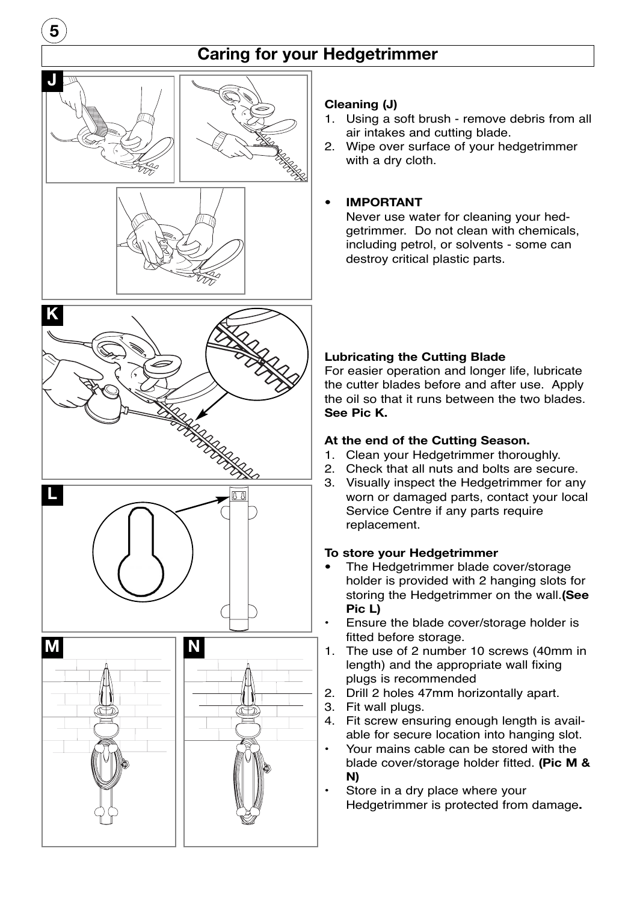# Caring for your Hedgetrimmer

**Cleaning (J)**

1. Using a soft brush - remove debris from all air intakes and cutting blade.
2. Wipe over surface of your hedgetrimmer with a dry cloth.

- **IMPORTANT**
  Never use water for cleaning your hedgetrimmer. Do not clean with chemicals, including petrol, or solvents - some can destroy critical plastic parts.

**Lubricating the Cutting Blade**

For easier operation and longer life, lubricate the cutter blades before and after use. Apply the oil so that it runs between the two blades. **See Pic K.**

**At the end of the Cutting Season.**

1. Clean your Hedgetrimmer thoroughly.
2. Check that all nuts and bolts are secure.
3. Visually inspect the Hedgetrimmer for any worn or damaged parts, contact your local Service Centre if any parts require replacement.

**To store your Hedgetrimmer**

- The Hedgetrimmer blade cover/storage holder is provided with 2 hanging slots for storing the Hedgetrimmer on the wall. **(See Pic L)**
- Ensure the blade cover/storage holder is fitted before storage.

1. The use of 2 number 10 screws (40mm in length) and the appropriate wall fixing plugs is recommended
2. Drill 2 holes 47mm horizontally apart.
3. Fit wall plugs.
4. Fit screw ensuring enough length is available for secure location into hanging slot.

- Your mains cable can be stored with the blade cover/storage holder fitted. **(Pic M & N)**
- Store in a dry place where your Hedgetrimmer is protected from damage**.**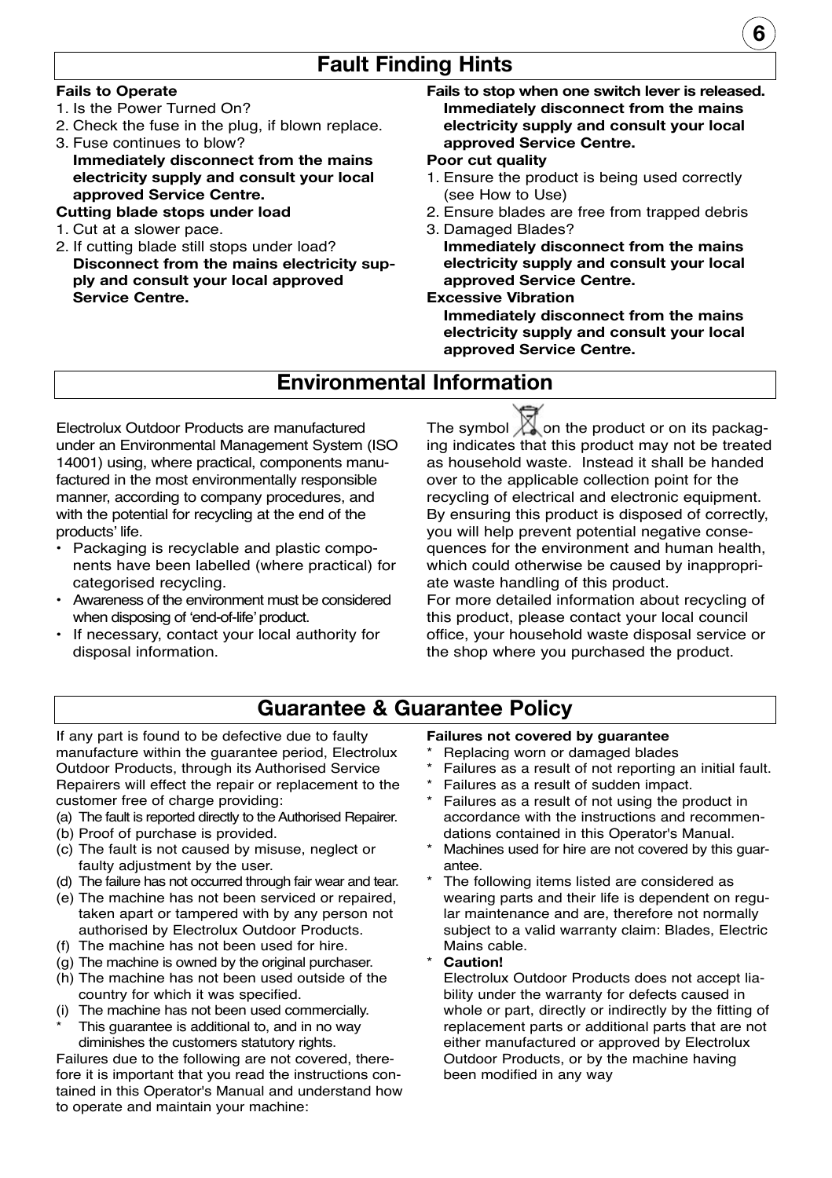## Fault Finding Hints

**Fails to Operate**
1. Is the Power Turned On?
2. Check the fuse in the plug, if blown replace.
3. Fuse continues to blow?
   **Immediately disconnect from the mains electricity supply and consult your local approved Service Centre.**

**Cutting blade stops under load**
1. Cut at a slower pace.
2. If cutting blade still stops under load?
   **Disconnect from the mains electricity supply and consult your local approved Service Centre.**

**Fails to stop when one switch lever is released.**
**Immediately disconnect from the mains electricity supply and consult your local approved Service Centre.**

**Poor cut quality**
1. Ensure the product is being used correctly (see How to Use)
2. Ensure blades are free from trapped debris
3. Damaged Blades?
   **Immediately disconnect from the mains electricity supply and consult your local approved Service Centre.**

**Excessive Vibration**
**Immediately disconnect from the mains electricity supply and consult your local approved Service Centre.**

## Environmental Information

Electrolux Outdoor Products are manufactured under an Environmental Management System (ISO 14001) using, where practical, components manufactured in the most environmentally responsible manner, according to company procedures, and with the potential for recycling at the end of the products' life.

- Packaging is recyclable and plastic components have been labelled (where practical) for categorised recycling.
- Awareness of the environment must be considered when disposing of 'end-of-life' product.
- If necessary, contact your local authority for disposal information.

The symbol on the product or on its packaging indicates that this product may not be treated as household waste. Instead it shall be handed over to the applicable collection point for the recycling of electrical and electronic equipment. By ensuring this product is disposed of correctly, you will help prevent potential negative consequences for the environment and human health, which could otherwise be caused by inappropriate waste handling of this product.
For more detailed information about recycling of this product, please contact your local council office, your household waste disposal service or the shop where you purchased the product.

## Guarantee & Guarantee Policy

If any part is found to be defective due to faulty manufacture within the guarantee period, Electrolux Outdoor Products, through its Authorised Service Repairers will effect the repair or replacement to the customer free of charge providing:

(a) The fault is reported directly to the Authorised Repairer.
(b) Proof of purchase is provided.
(c) The fault is not caused by misuse, neglect or faulty adjustment by the user.
(d) The failure has not occurred through fair wear and tear.
(e) The machine has not been serviced or repaired, taken apart or tampered with by any person not authorised by Electrolux Outdoor Products.
(f) The machine has not been used for hire.
(g) The machine is owned by the original purchaser.
(h) The machine has not been used outside of the country for which it was specified.
(i) The machine has not been used commercially.
\* This guarantee is additional to, and in no way diminishes the customers statutory rights.

Failures due to the following are not covered, therefore it is important that you read the instructions contained in this Operator's Manual and understand how to operate and maintain your machine:

**Failures not covered by guarantee**
\* Replacing worn or damaged blades
\* Failures as a result of not reporting an initial fault.
\* Failures as a result of sudden impact.
\* Failures as a result of not using the product in accordance with the instructions and recommendations contained in this Operator's Manual.
\* Machines used for hire are not covered by this guarantee.
\* The following items listed are considered as wearing parts and their life is dependent on regular maintenance and are, therefore not normally subject to a valid warranty claim: Blades, Electric Mains cable.
\* **Caution!**
Electrolux Outdoor Products does not accept liability under the warranty for defects caused in whole or part, directly or indirectly by the fitting of replacement parts or additional parts that are not either manufactured or approved by Electrolux Outdoor Products, or by the machine having been modified in any way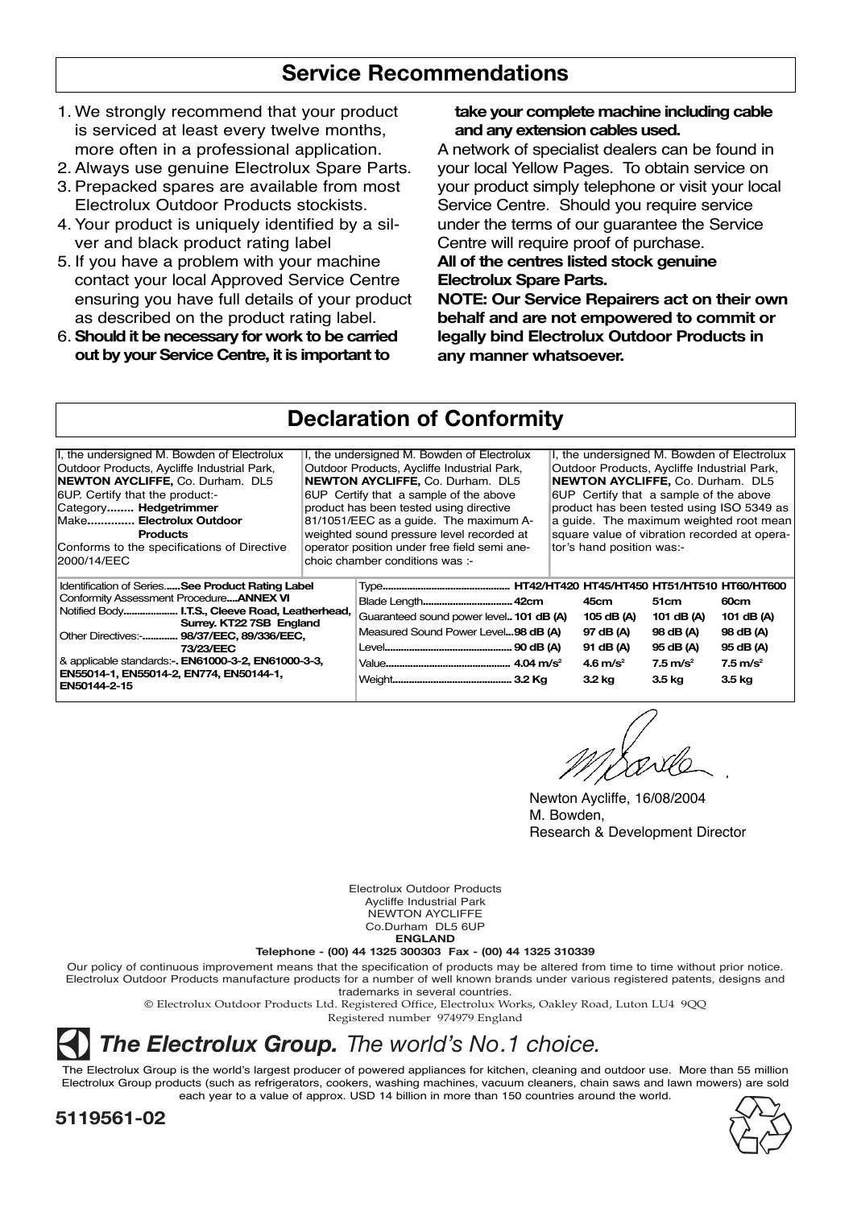## Service Recommendations

1. We strongly recommend that your product is serviced at least every twelve months, more often in a professional application.
2. Always use genuine Electrolux Spare Parts.
3. Prepacked spares are available from most Electrolux Outdoor Products stockists.
4. Your product is uniquely identified by a silver and black product rating label
5. If you have a problem with your machine contact your local Approved Service Centre ensuring you have full details of your product as described on the product rating label.
6. **Should it be necessary for work to be carried out by your Service Centre, it is important to take your complete machine including cable and any extension cables used.**

A network of specialist dealers can be found in your local Yellow Pages. To obtain service on your product simply telephone or visit your local Service Centre. Should you require service under the terms of our guarantee the Service Centre will require proof of purchase.

**All of the centres listed stock genuine Electrolux Spare Parts.**

**NOTE: Our Service Repairers act on their own behalf and are not empowered to commit or legally bind Electrolux Outdoor Products in any manner whatsoever.**

## Declaration of Conformity

I, the undersigned M. Bowden of Electrolux Outdoor Products, Aycliffe Industrial Park, **NEWTON AYCLIFFE,** Co. Durham. DL5 6UP. Certify that the product:-
Category........ **Hedgetrimmer**
Make............. **Electrolux Outdoor Products**
Conforms to the specifications of Directive 2000/14/EEC

I, the undersigned M. Bowden of Electrolux Outdoor Products, Aycliffe Industrial Park, **NEWTON AYCLIFFE,** Co. Durham. DL5 6UP Certify that a sample of the above product has been tested using directive 81/1051/EEC as a guide. The maximum A-weighted sound pressure level recorded at operator position under free field semi anechoic chamber conditions was :-

I, the undersigned M. Bowden of Electrolux Outdoor Products, Aycliffe Industrial Park, **NEWTON AYCLIFFE,** Co. Durham. DL5 6UP Certify that a sample of the above product has been tested using ISO 5349 as a guide. The maximum weighted root mean square value of vibration recorded at operator's hand position was:-

Identification of Series...... **See Product Rating Label**
Conformity Assessment Procedure.... **ANNEX VI**
Notified Body.................... **I.T.S., Cleeve Road, Leatherhead, Surrey. KT22 7SB England**
Other Directives:-............. **98/37/EEC, 89/336/EEC, 73/23/EEC**
& applicable standards:-. **EN61000-3-2, EN61000-3-3, EN55014-1, EN55014-2, EN774, EN50144-1, EN50144-2-15**

| Type | HT42/HT420 | HT45/HT450 | HT51/HT510 | HT60/HT600 |
|---|---|---|---|---|
| Blade Length | 42cm | 45cm | 51cm | 60cm |
| Guaranteed sound power level | 101 dB (A) | 105 dB (A) | 101 dB (A) | 101 dB (A) |
| Measured Sound Power Level | 98 dB (A) | 97 dB (A) | 98 dB (A) | 98 dB (A) |
| Level | 90 dB (A) | 91 dB (A) | 95 dB (A) | 95 dB (A) |
| Value | 4.04 $m/s^2$ | 4.6 $m/s^2$ | 7.5 $m/s^2$ | 7.5 $m/s^2$ |
| Weight | 3.2 Kg | 3.2 kg | 3.5 kg | 3.5 kg |

Newton Aycliffe, 16/08/2004
M. Bowden,
Research & Development Director

Electrolux Outdoor Products
Aycliffe Industrial Park
NEWTON AYCLIFFE
Co.Durham DL5 6UP
**ENGLAND**
**Telephone - (00) 44 1325 300303 Fax - (00) 44 1325 310339**

Our policy of continuous improvement means that the specification of products may be altered from time to time without prior notice. Electrolux Outdoor Products manufacture products for a number of well known brands under various registered patents, designs and trademarks in several countries.
© Electrolux Outdoor Products Ltd. Registered Office, Electrolux Works, Oakley Road, Luton LU4 9QQ
Registered number 974979 England

***The Electrolux Group.*** *The world's No.1 choice.*

The Electrolux Group is the world's largest producer of powered appliances for kitchen, cleaning and outdoor use. More than 55 million Electrolux Group products (such as refrigerators, cookers, washing machines, vacuum cleaners, chain saws and lawn mowers) are sold each year to a value of approx. USD 14 billion in more than 150 countries around the world.

**5119561-02**